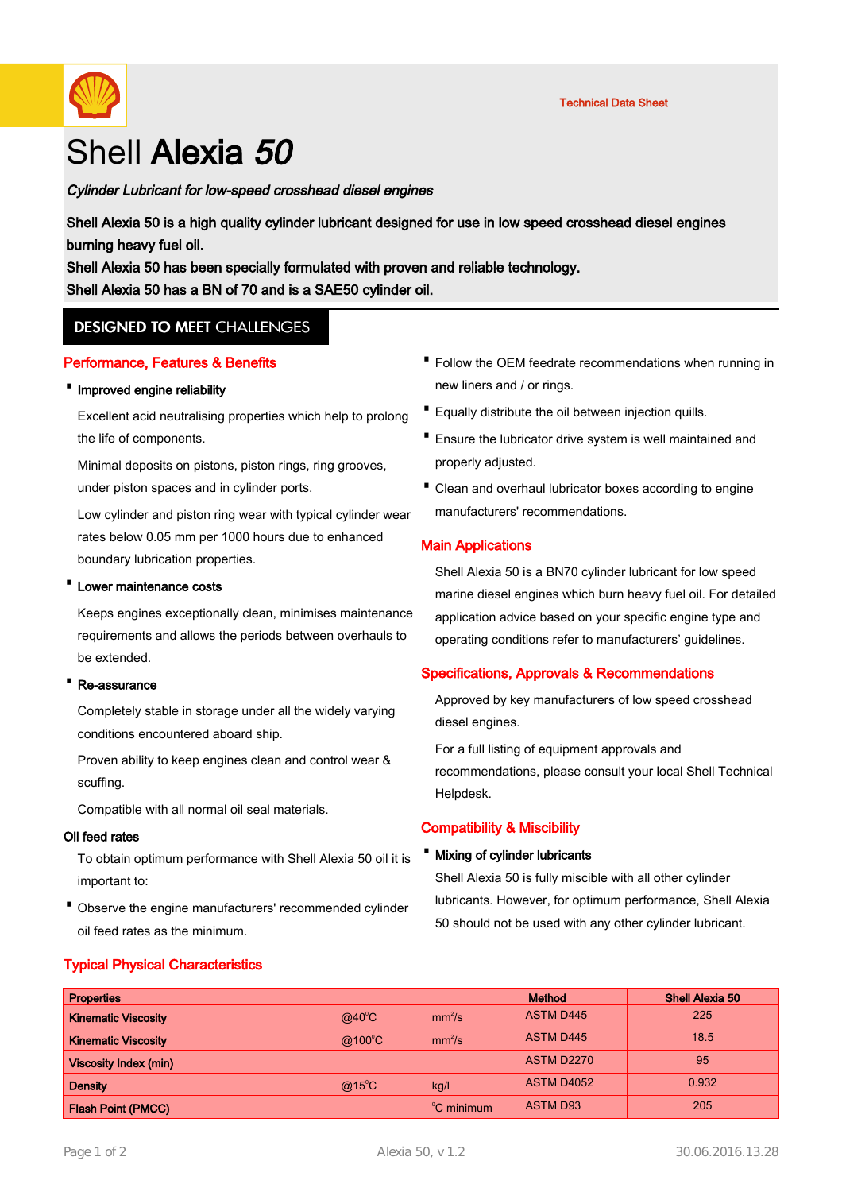Technical Data Sheet

# Shell **Alexia** *50*

*Cylinder Lubricant for low-speed crosshead diesel engines*

**Shell Alexia 50 is a high quality cylinder lubricant designed for use in low speed crosshead diesel engines burning heavy fuel oil.**
**Shell Alexia 50 has been specially formulated with proven and reliable technology.**
**Shell Alexia 50 has a BN of 70 and is a SAE50 cylinder oil.**

**DESIGNED TO MEET CHALLENGES**

## Performance, Features & Benefits

- **Improved engine reliability**

  Excellent acid neutralising properties which help to prolong the life of components.

  Minimal deposits on pistons, piston rings, ring grooves, under piston spaces and in cylinder ports.

  Low cylinder and piston ring wear with typical cylinder wear rates below 0.05 mm per 1000 hours due to enhanced boundary lubrication properties.

- **Lower maintenance costs**

  Keeps engines exceptionally clean, minimises maintenance requirements and allows the periods between overhauls to be extended.

- **Re-assurance**

  Completely stable in storage under all the widely varying conditions encountered aboard ship.

  Proven ability to keep engines clean and control wear & scuffing.

  Compatible with all normal oil seal materials.

### Oil feed rates

To obtain optimum performance with Shell Alexia 50 oil it is important to:

- Observe the engine manufacturers' recommended cylinder oil feed rates as the minimum.
- Follow the OEM feedrate recommendations when running in new liners and / or rings.
- Equally distribute the oil between injection quills.
- Ensure the lubricator drive system is well maintained and properly adjusted.
- Clean and overhaul lubricator boxes according to engine manufacturers' recommendations.

## Main Applications

Shell Alexia 50 is a BN70 cylinder lubricant for low speed marine diesel engines which burn heavy fuel oil. For detailed application advice based on your specific engine type and operating conditions refer to manufacturers' guidelines.

## Specifications, Approvals & Recommendations

Approved by key manufacturers of low speed crosshead diesel engines.

For a full listing of equipment approvals and recommendations, please consult your local Shell Technical Helpdesk.

## Compatibility & Miscibility

- **Mixing of cylinder lubricants**

  Shell Alexia 50 is fully miscible with all other cylinder lubricants. However, for optimum performance, Shell Alexia 50 should not be used with any other cylinder lubricant.

## Typical Physical Characteristics

| Properties | | | Method | Shell Alexia 50 |
|---|---|---|---|---|
| Kinematic Viscosity | @40°C | $mm^2/s$ | ASTM D445 | 225 |
| Kinematic Viscosity | @100°C | $mm^2/s$ | ASTM D445 | 18.5 |
| Viscosity Index (min) | | | ASTM D2270 | 95 |
| Density | @15°C | kg/l | ASTM D4052 | 0.932 |
| Flash Point (PMCC) | | °C minimum | ASTM D93 | 205 |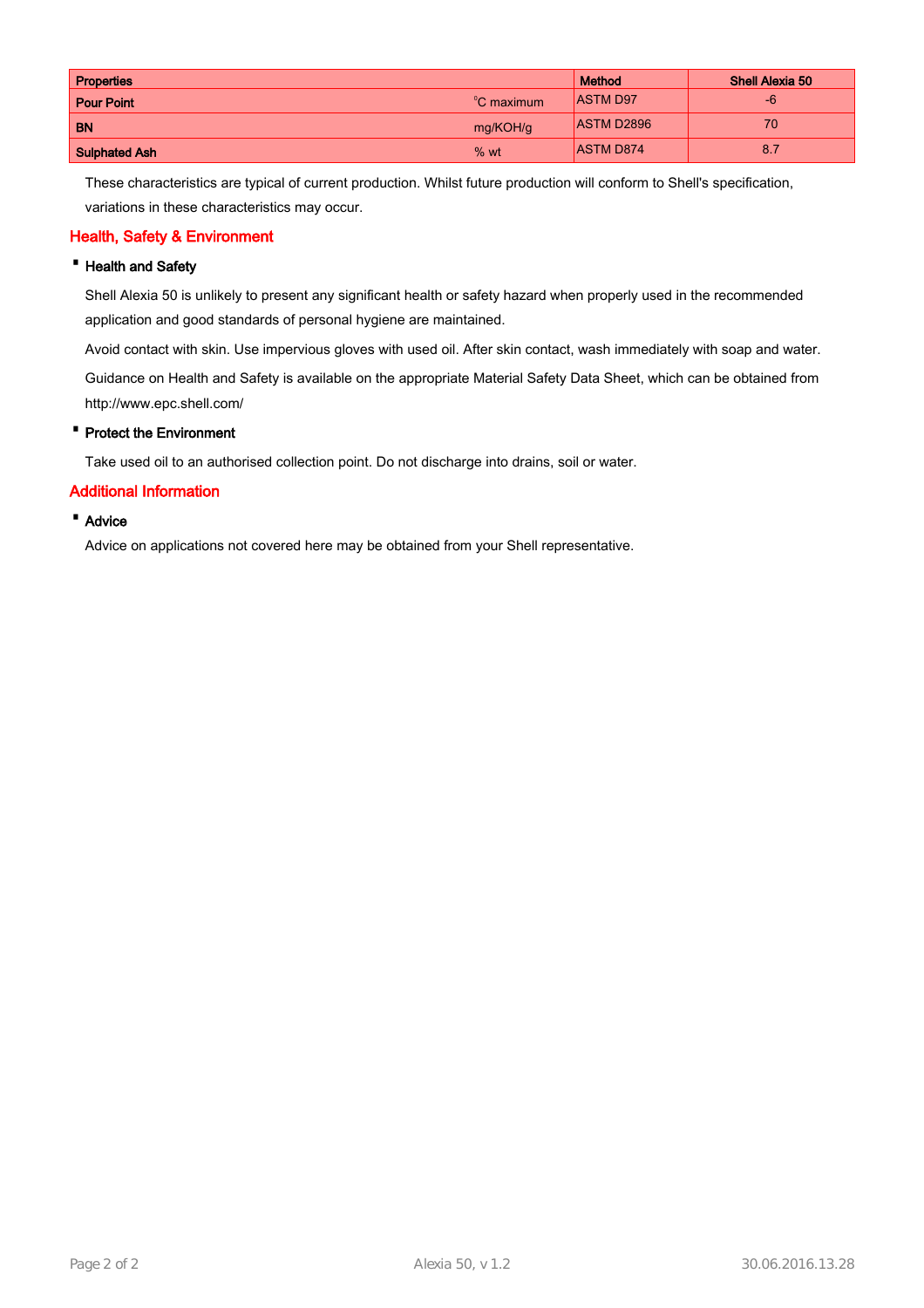| Properties | | Method | Shell Alexia 50 |
|---|---|---|---|
| Pour Point | °C maximum | ASTM D97 | -6 |
| BN | mg/KOH/g | ASTM D2896 | 70 |
| Sulphated Ash | % wt | ASTM D874 | 8.7 |

These characteristics are typical of current production. Whilst future production will conform to Shell's specification, variations in these characteristics may occur.

## Health, Safety & Environment

- **Health and Safety**

Shell Alexia 50 is unlikely to present any significant health or safety hazard when properly used in the recommended application and good standards of personal hygiene are maintained.

Avoid contact with skin. Use impervious gloves with used oil. After skin contact, wash immediately with soap and water.

Guidance on Health and Safety is available on the appropriate Material Safety Data Sheet, which can be obtained from http://www.epc.shell.com/

- **Protect the Environment**

Take used oil to an authorised collection point. Do not discharge into drains, soil or water.

## Additional Information

- **Advice**

Advice on applications not covered here may be obtained from your Shell representative.